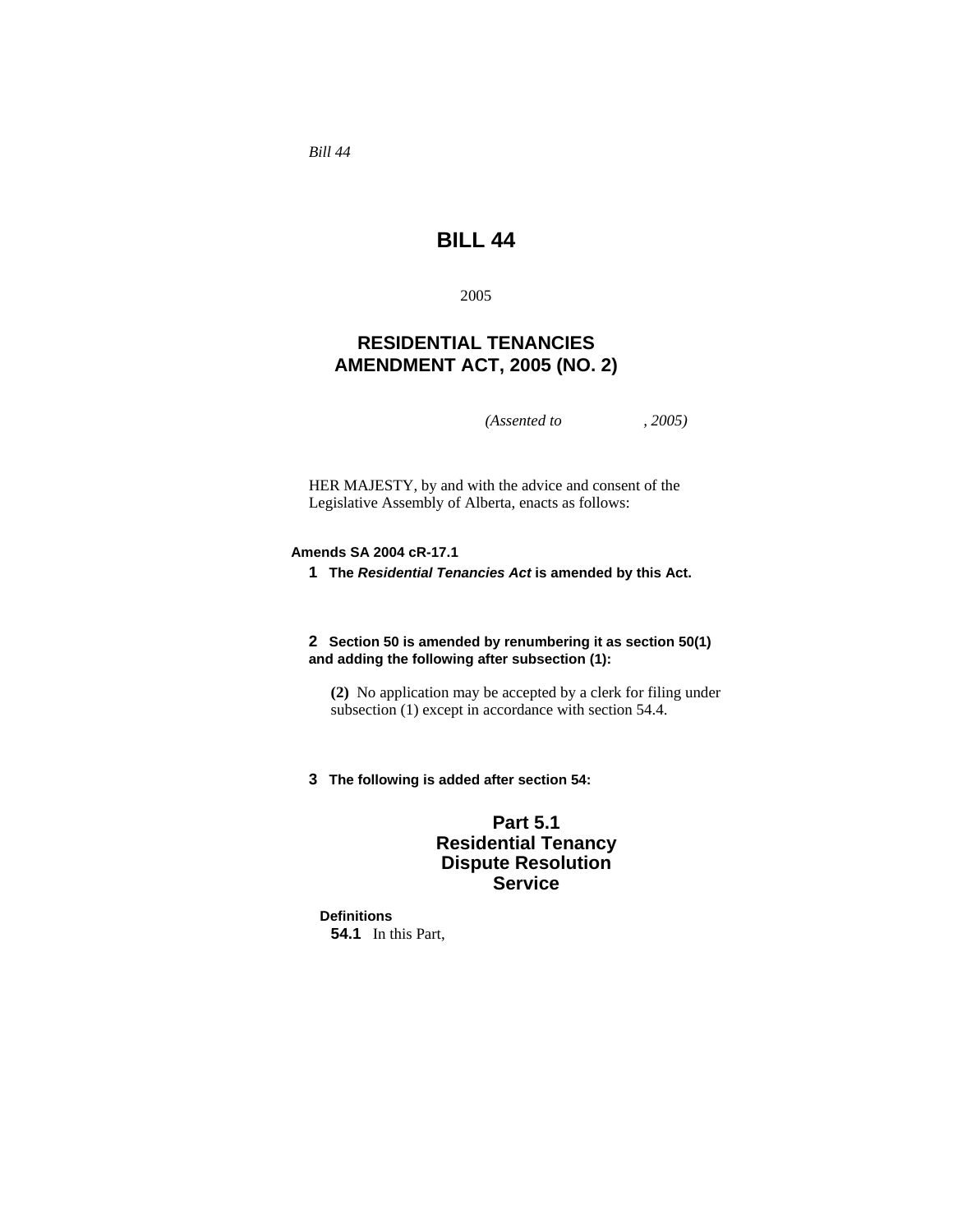*Bill 44*

# BILL 44

2005

## RESIDENTIAL TENANCIES AMENDMENT ACT, 2005 (NO. 2)

*(Assented to , 2005)*

HER MAJESTY, by and with the advice and consent of the Legislative Assembly of Alberta, enacts as follows:

**Amends SA 2004 cR-17.1**

**1** **The *Residential Tenancies Act* is amended by this Act.**

**2** **Section 50 is amended by renumbering it as section 50(1) and adding the following after subsection (1):**

**(2)** No application may be accepted by a clerk for filing under subsection (1) except in accordance with section 54.4.

**3** **The following is added after section 54:**

### Part 5.1 Residential Tenancy Dispute Resolution Service

**Definitions**

**54.1** In this Part,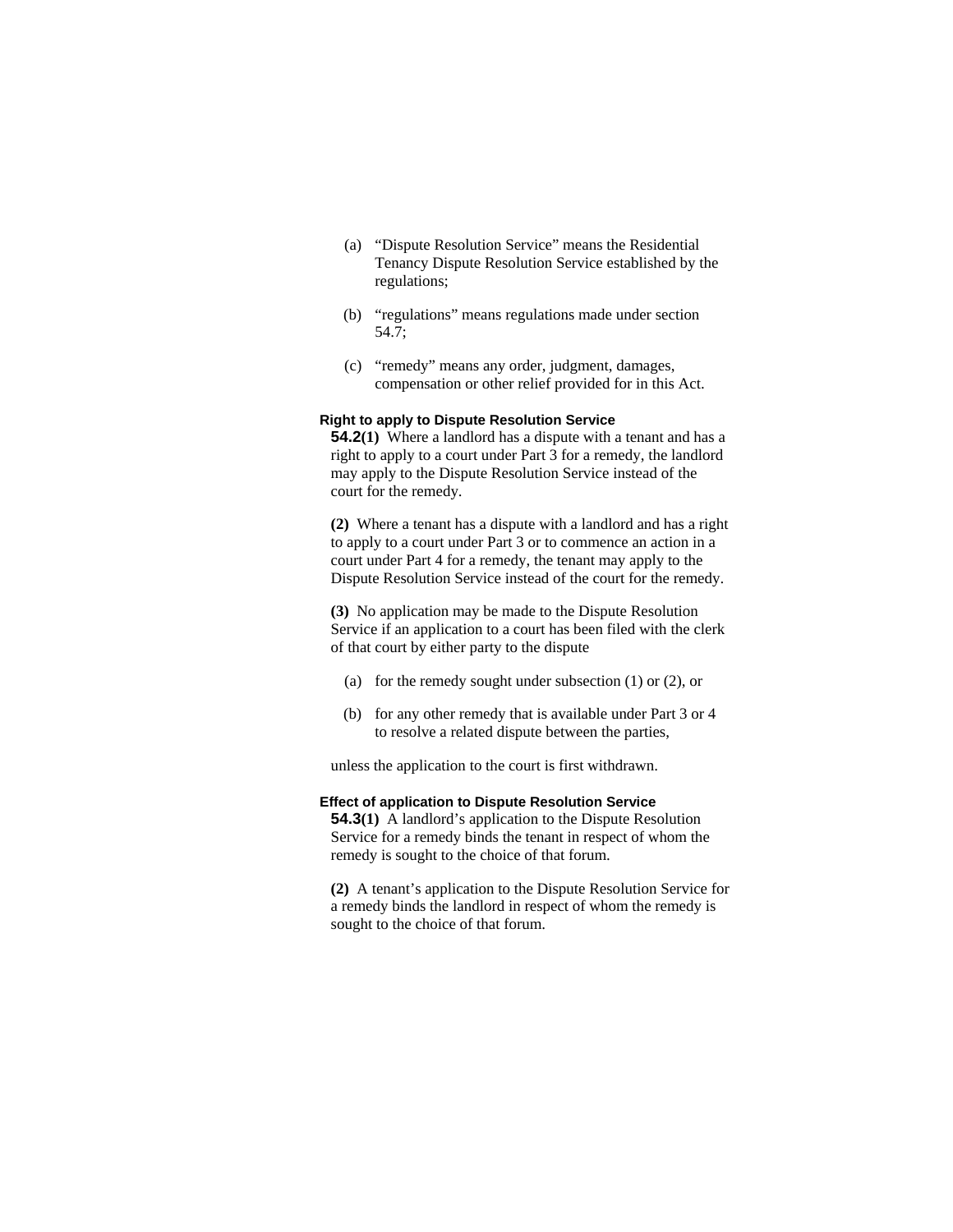(a) “Dispute Resolution Service” means the Residential Tenancy Dispute Resolution Service established by the regulations;

(b) “regulations” means regulations made under section 54.7;

(c) “remedy” means any order, judgment, damages, compensation or other relief provided for in this Act.

### Right to apply to Dispute Resolution Service

**54.2(1)** Where a landlord has a dispute with a tenant and has a right to apply to a court under Part 3 for a remedy, the landlord may apply to the Dispute Resolution Service instead of the court for the remedy.

**(2)** Where a tenant has a dispute with a landlord and has a right to apply to a court under Part 3 or to commence an action in a court under Part 4 for a remedy, the tenant may apply to the Dispute Resolution Service instead of the court for the remedy.

**(3)** No application may be made to the Dispute Resolution Service if an application to a court has been filed with the clerk of that court by either party to the dispute

(a) for the remedy sought under subsection (1) or (2), or

(b) for any other remedy that is available under Part 3 or 4 to resolve a related dispute between the parties,

unless the application to the court is first withdrawn.

### Effect of application to Dispute Resolution Service

**54.3(1)** A landlord’s application to the Dispute Resolution Service for a remedy binds the tenant in respect of whom the remedy is sought to the choice of that forum.

**(2)** A tenant’s application to the Dispute Resolution Service for a remedy binds the landlord in respect of whom the remedy is sought to the choice of that forum.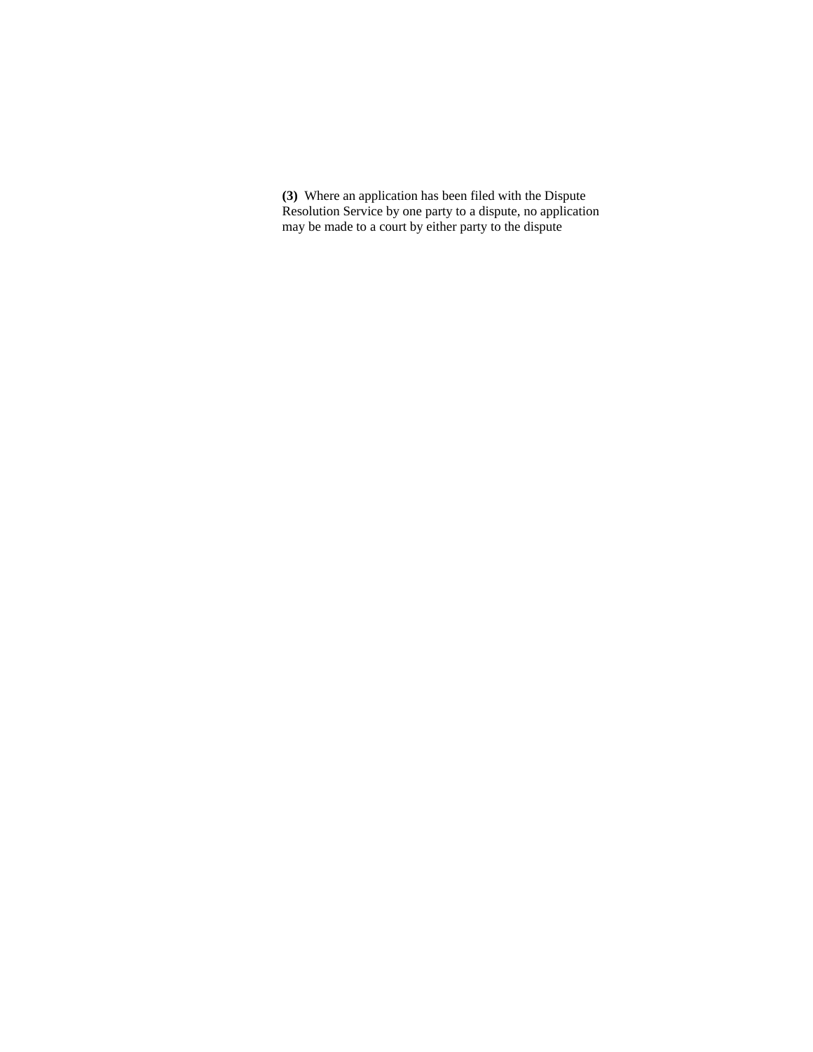**(3)** Where an application has been filed with the Dispute Resolution Service by one party to a dispute, no application may be made to a court by either party to the dispute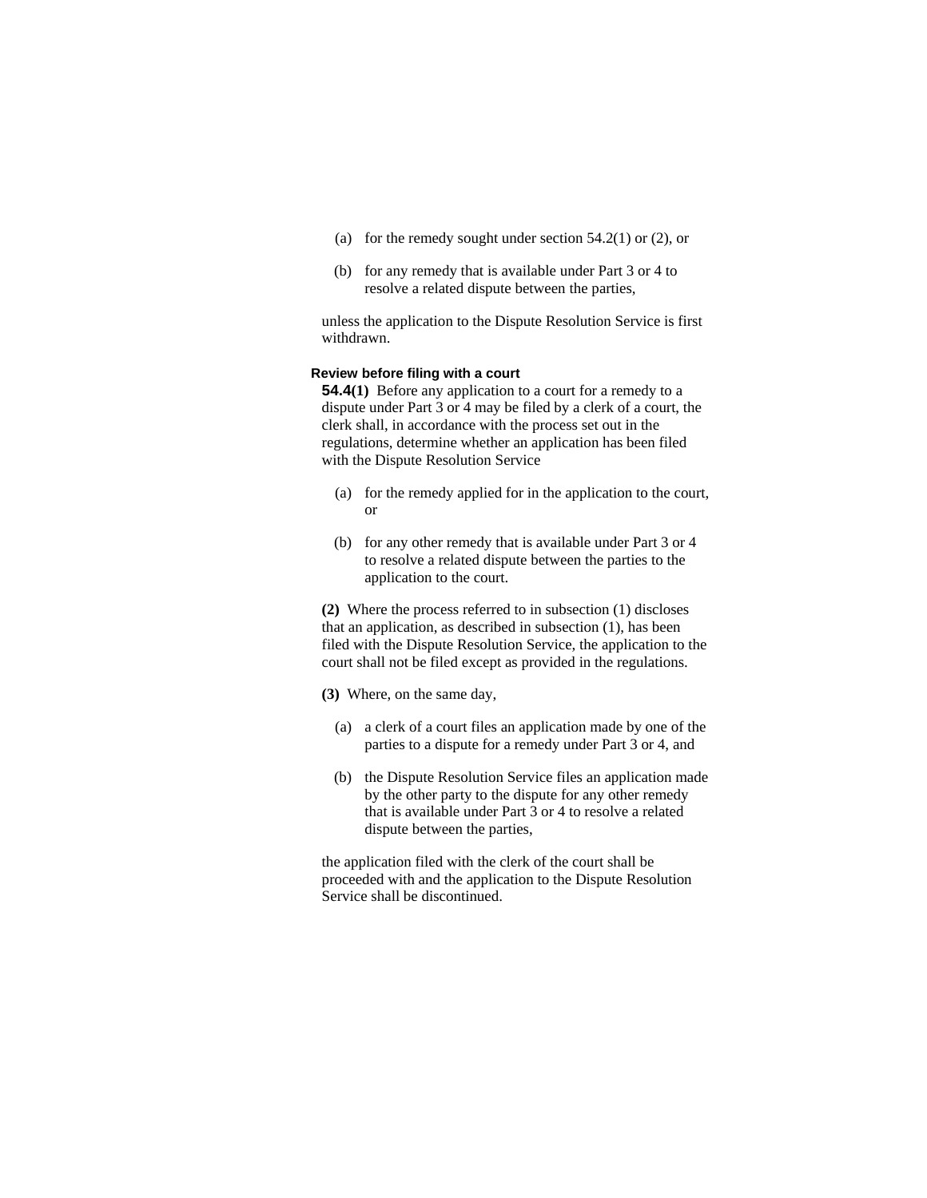(a) for the remedy sought under section 54.2(1) or (2), or

(b) for any remedy that is available under Part 3 or 4 to resolve a related dispute between the parties,

unless the application to the Dispute Resolution Service is first withdrawn.

**Review before filing with a court**

**54.4(1)** Before any application to a court for a remedy to a dispute under Part 3 or 4 may be filed by a clerk of a court, the clerk shall, in accordance with the process set out in the regulations, determine whether an application has been filed with the Dispute Resolution Service

(a) for the remedy applied for in the application to the court, or

(b) for any other remedy that is available under Part 3 or 4 to resolve a related dispute between the parties to the application to the court.

**(2)** Where the process referred to in subsection (1) discloses that an application, as described in subsection (1), has been filed with the Dispute Resolution Service, the application to the court shall not be filed except as provided in the regulations.

**(3)** Where, on the same day,

(a) a clerk of a court files an application made by one of the parties to a dispute for a remedy under Part 3 or 4, and

(b) the Dispute Resolution Service files an application made by the other party to the dispute for any other remedy that is available under Part 3 or 4 to resolve a related dispute between the parties,

the application filed with the clerk of the court shall be proceeded with and the application to the Dispute Resolution Service shall be discontinued.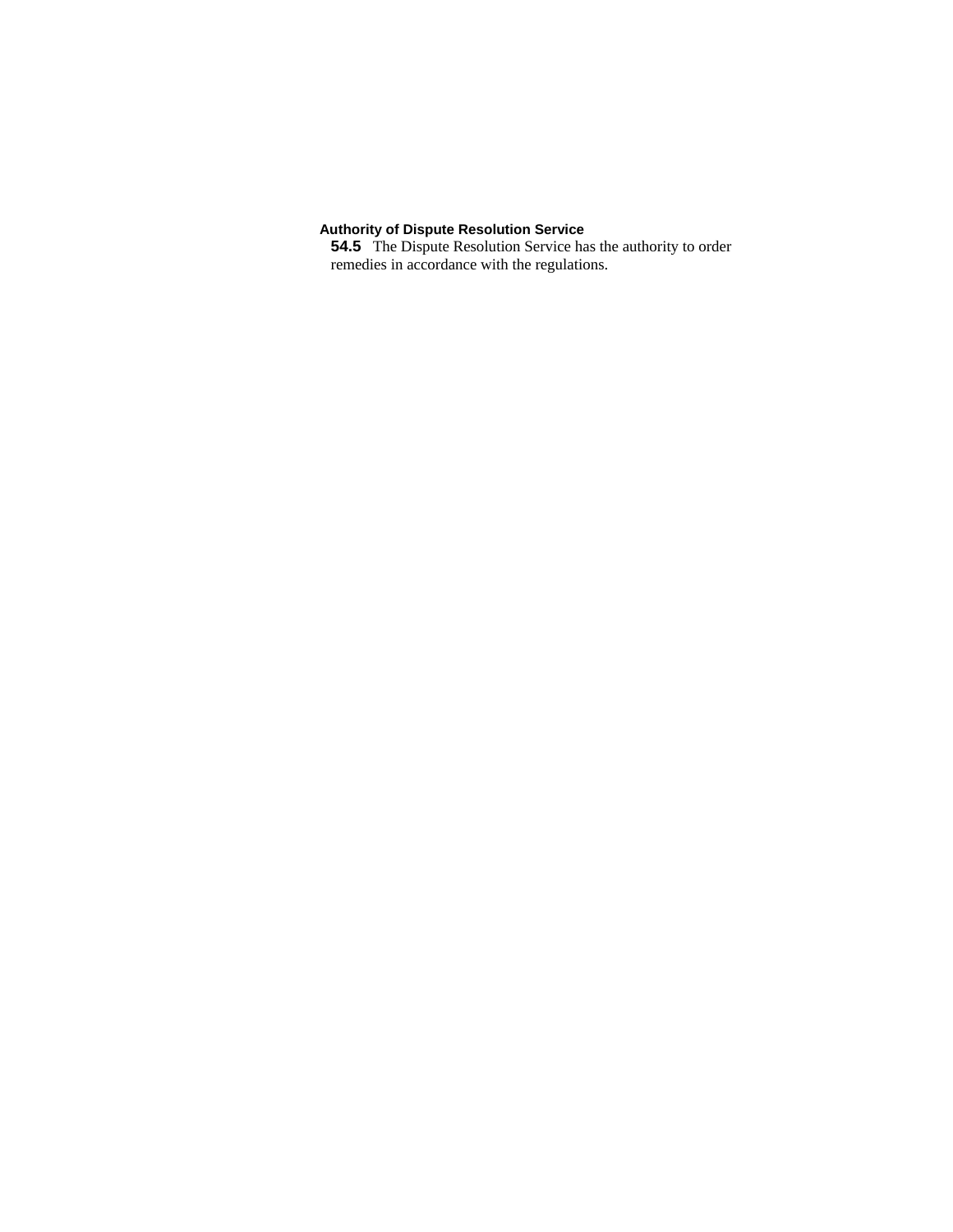**Authority of Dispute Resolution Service**

**54.5** The Dispute Resolution Service has the authority to order remedies in accordance with the regulations.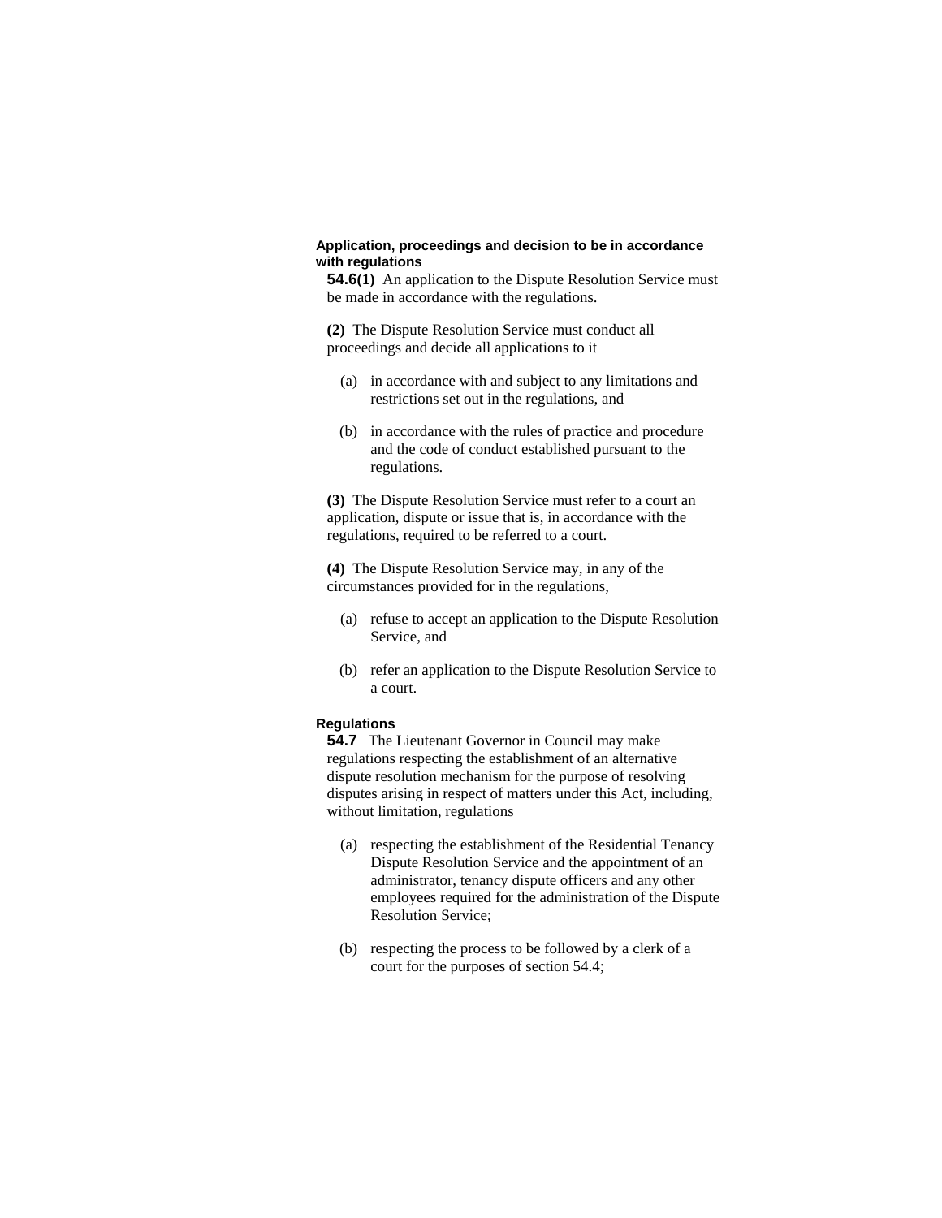**Application, proceedings and decision to be in accordance with regulations**

**54.6(1)** An application to the Dispute Resolution Service must be made in accordance with the regulations.

**(2)** The Dispute Resolution Service must conduct all proceedings and decide all applications to it

(a) in accordance with and subject to any limitations and restrictions set out in the regulations, and

(b) in accordance with the rules of practice and procedure and the code of conduct established pursuant to the regulations.

**(3)** The Dispute Resolution Service must refer to a court an application, dispute or issue that is, in accordance with the regulations, required to be referred to a court.

**(4)** The Dispute Resolution Service may, in any of the circumstances provided for in the regulations,

(a) refuse to accept an application to the Dispute Resolution Service, and

(b) refer an application to the Dispute Resolution Service to a court.

**Regulations**

**54.7** The Lieutenant Governor in Council may make regulations respecting the establishment of an alternative dispute resolution mechanism for the purpose of resolving disputes arising in respect of matters under this Act, including, without limitation, regulations

(a) respecting the establishment of the Residential Tenancy Dispute Resolution Service and the appointment of an administrator, tenancy dispute officers and any other employees required for the administration of the Dispute Resolution Service;

(b) respecting the process to be followed by a clerk of a court for the purposes of section 54.4;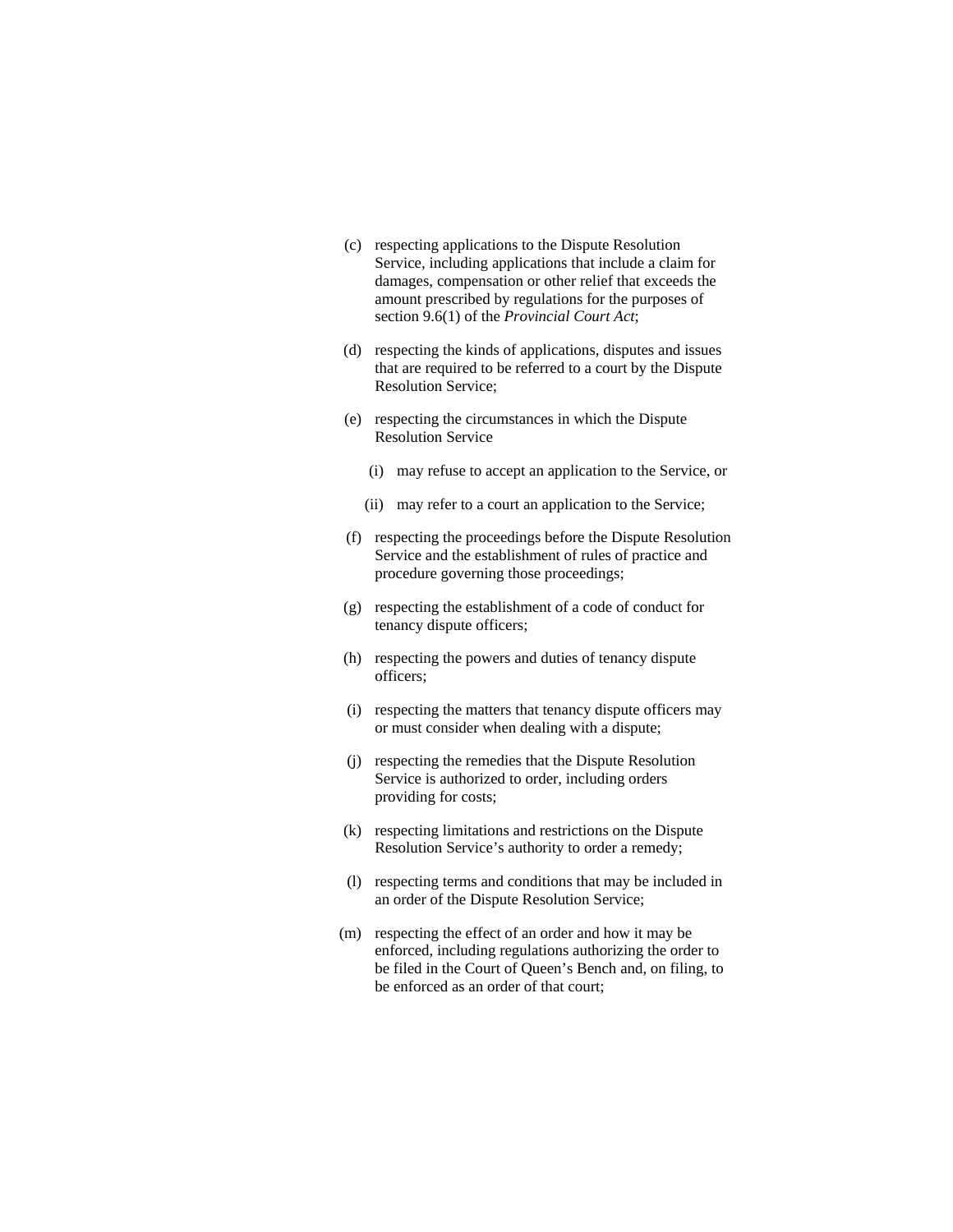(c) respecting applications to the Dispute Resolution Service, including applications that include a claim for damages, compensation or other relief that exceeds the amount prescribed by regulations for the purposes of section 9.6(1) of the *Provincial Court Act*;

(d) respecting the kinds of applications, disputes and issues that are required to be referred to a court by the Dispute Resolution Service;

(e) respecting the circumstances in which the Dispute Resolution Service

(i) may refuse to accept an application to the Service, or

(ii) may refer to a court an application to the Service;

(f) respecting the proceedings before the Dispute Resolution Service and the establishment of rules of practice and procedure governing those proceedings;

(g) respecting the establishment of a code of conduct for tenancy dispute officers;

(h) respecting the powers and duties of tenancy dispute officers;

(i) respecting the matters that tenancy dispute officers may or must consider when dealing with a dispute;

(j) respecting the remedies that the Dispute Resolution Service is authorized to order, including orders providing for costs;

(k) respecting limitations and restrictions on the Dispute Resolution Service's authority to order a remedy;

(l) respecting terms and conditions that may be included in an order of the Dispute Resolution Service;

(m) respecting the effect of an order and how it may be enforced, including regulations authorizing the order to be filed in the Court of Queen's Bench and, on filing, to be enforced as an order of that court;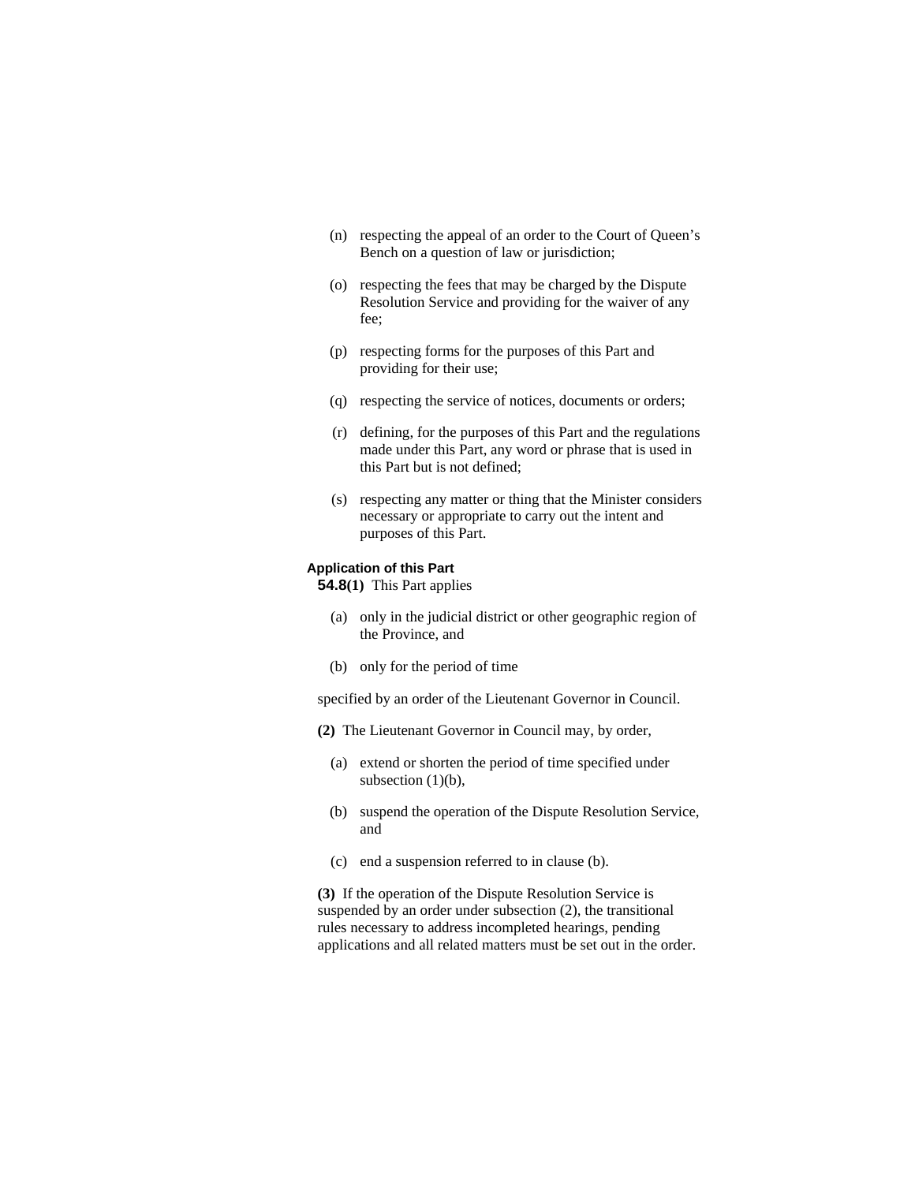(n) respecting the appeal of an order to the Court of Queen's Bench on a question of law or jurisdiction;

(o) respecting the fees that may be charged by the Dispute Resolution Service and providing for the waiver of any fee;

(p) respecting forms for the purposes of this Part and providing for their use;

(q) respecting the service of notices, documents or orders;

(r) defining, for the purposes of this Part and the regulations made under this Part, any word or phrase that is used in this Part but is not defined;

(s) respecting any matter or thing that the Minister considers necessary or appropriate to carry out the intent and purposes of this Part.

**Application of this Part**

**54.8(1)** This Part applies

(a) only in the judicial district or other geographic region of the Province, and

(b) only for the period of time

specified by an order of the Lieutenant Governor in Council.

**(2)** The Lieutenant Governor in Council may, by order,

(a) extend or shorten the period of time specified under subsection (1)(b),

(b) suspend the operation of the Dispute Resolution Service, and

(c) end a suspension referred to in clause (b).

**(3)** If the operation of the Dispute Resolution Service is suspended by an order under subsection (2), the transitional rules necessary to address incompleted hearings, pending applications and all related matters must be set out in the order.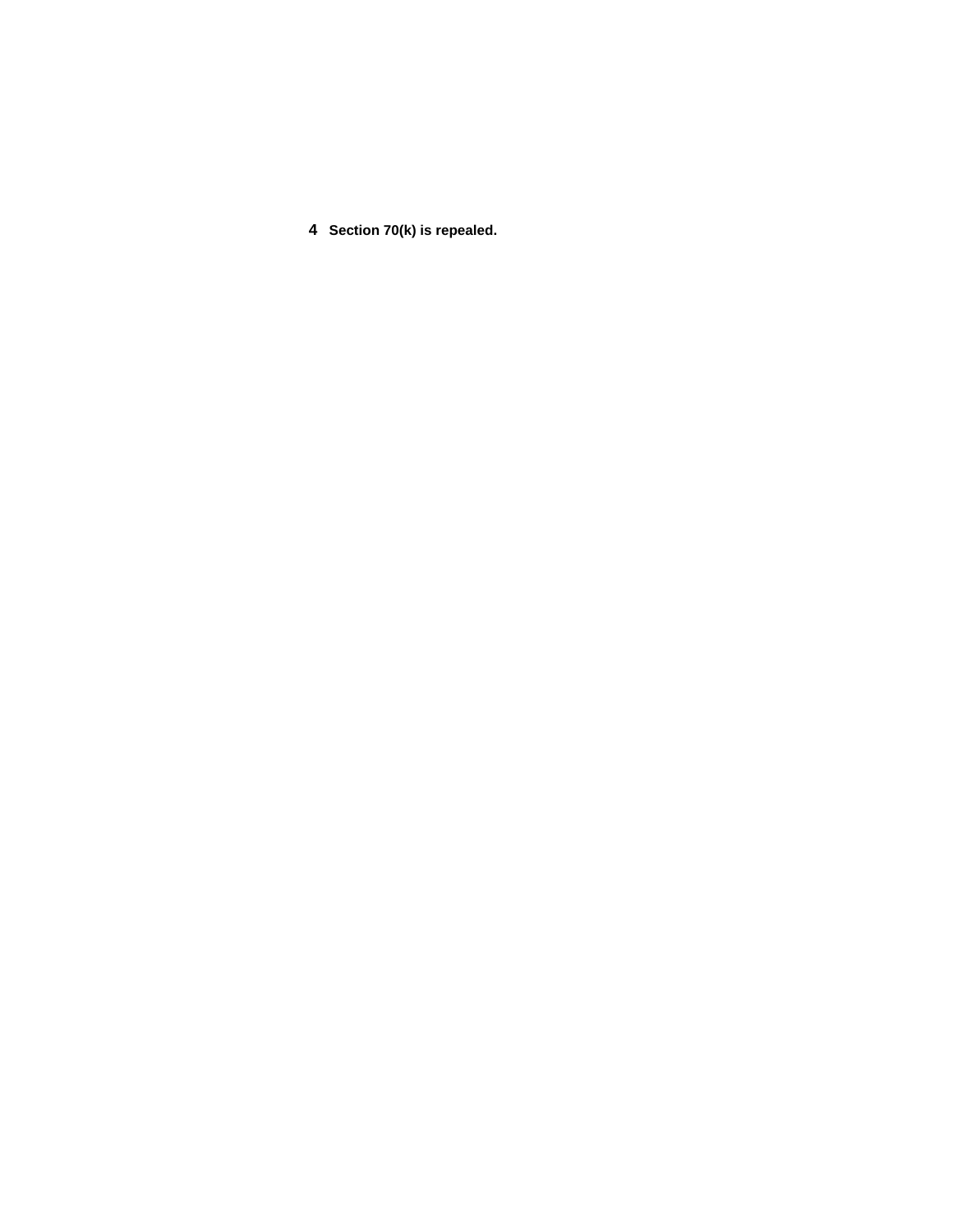**4 Section 70(k) is repealed.**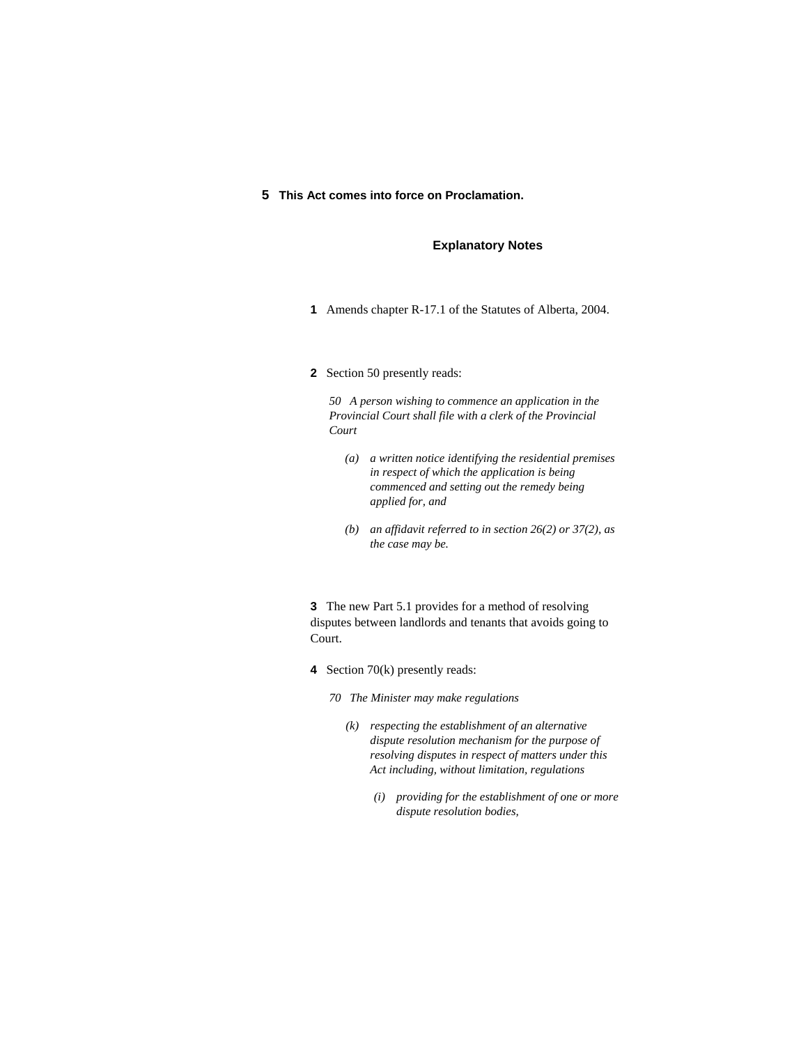**5** **This Act comes into force on Proclamation.**

## Explanatory Notes

**1** Amends chapter R-17.1 of the Statutes of Alberta, 2004.

**2** Section 50 presently reads:

> *50 A person wishing to commence an application in the Provincial Court shall file with a clerk of the Provincial Court*
>
> *(a) a written notice identifying the residential premises in respect of which the application is being commenced and setting out the remedy being applied for, and*
>
> *(b) an affidavit referred to in section 26(2) or 37(2), as the case may be.*

**3** The new Part 5.1 provides for a method of resolving disputes between landlords and tenants that avoids going to Court.

**4** Section 70(k) presently reads:

> *70 The Minister may make regulations*
>
> *(k) respecting the establishment of an alternative dispute resolution mechanism for the purpose of resolving disputes in respect of matters under this Act including, without limitation, regulations*
>
> *(i) providing for the establishment of one or more dispute resolution bodies,*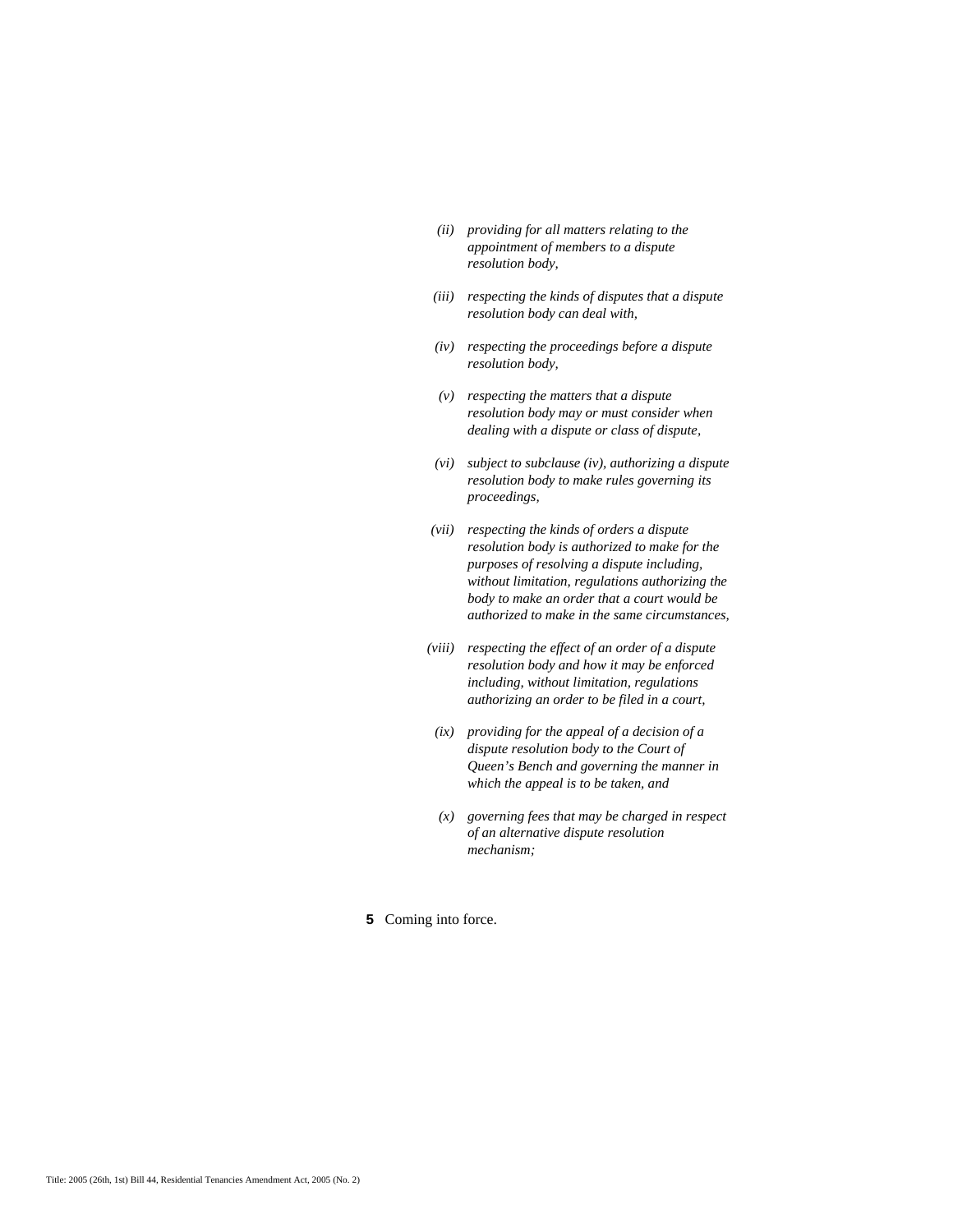*(ii) providing for all matters relating to the appointment of members to a dispute resolution body,*

*(iii) respecting the kinds of disputes that a dispute resolution body can deal with,*

*(iv) respecting the proceedings before a dispute resolution body,*

*(v) respecting the matters that a dispute resolution body may or must consider when dealing with a dispute or class of dispute,*

*(vi) subject to subclause (iv), authorizing a dispute resolution body to make rules governing its proceedings,*

*(vii) respecting the kinds of orders a dispute resolution body is authorized to make for the purposes of resolving a dispute including, without limitation, regulations authorizing the body to make an order that a court would be authorized to make in the same circumstances,*

*(viii) respecting the effect of an order of a dispute resolution body and how it may be enforced including, without limitation, regulations authorizing an order to be filed in a court,*

*(ix) providing for the appeal of a decision of a dispute resolution body to the Court of Queen's Bench and governing the manner in which the appeal is to be taken, and*

*(x) governing fees that may be charged in respect of an alternative dispute resolution mechanism;*

**5** Coming into force.